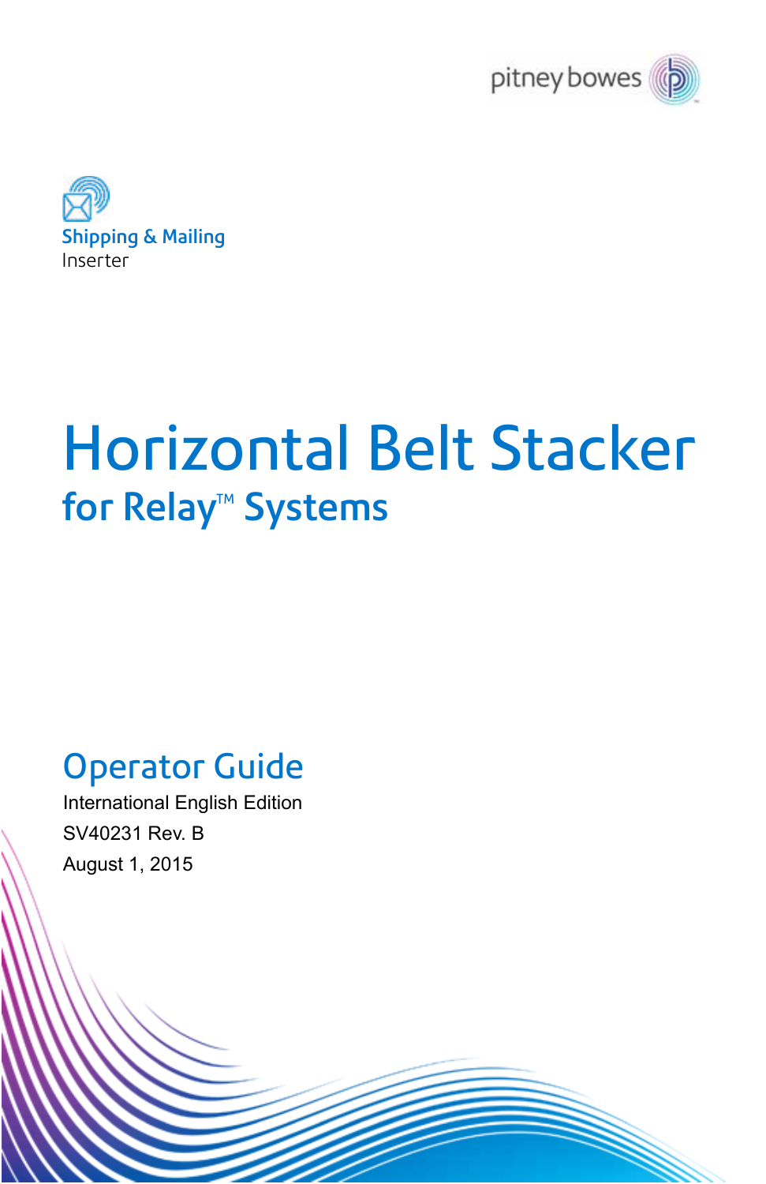pitney bowes

Shipping & Mailing
Inserter

# Horizontal Belt Stacker

## for Relay™ Systems

## Operator Guide

International English Edition

SV40231 Rev. B

August 1, 2015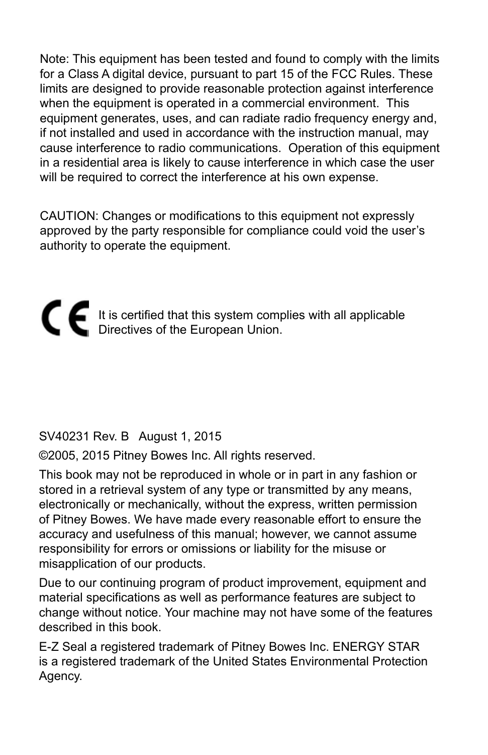Note: This equipment has been tested and found to comply with the limits for a Class A digital device, pursuant to part 15 of the FCC Rules. These limits are designed to provide reasonable protection against interference when the equipment is operated in a commercial environment. This equipment generates, uses, and can radiate radio frequency energy and, if not installed and used in accordance with the instruction manual, may cause interference to radio communications. Operation of this equipment in a residential area is likely to cause interference in which case the user will be required to correct the interference at his own expense.

CAUTION: Changes or modifications to this equipment not expressly approved by the party responsible for compliance could void the user's authority to operate the equipment.

CE It is certified that this system complies with all applicable Directives of the European Union.

SV40231 Rev. B August 1, 2015

©2005, 2015 Pitney Bowes Inc. All rights reserved.

This book may not be reproduced in whole or in part in any fashion or stored in a retrieval system of any type or transmitted by any means, electronically or mechanically, without the express, written permission of Pitney Bowes. We have made every reasonable effort to ensure the accuracy and usefulness of this manual; however, we cannot assume responsibility for errors or omissions or liability for the misuse or misapplication of our products.

Due to our continuing program of product improvement, equipment and material specifications as well as performance features are subject to change without notice. Your machine may not have some of the features described in this book.

E-Z Seal a registered trademark of Pitney Bowes Inc. ENERGY STAR is a registered trademark of the United States Environmental Protection Agency.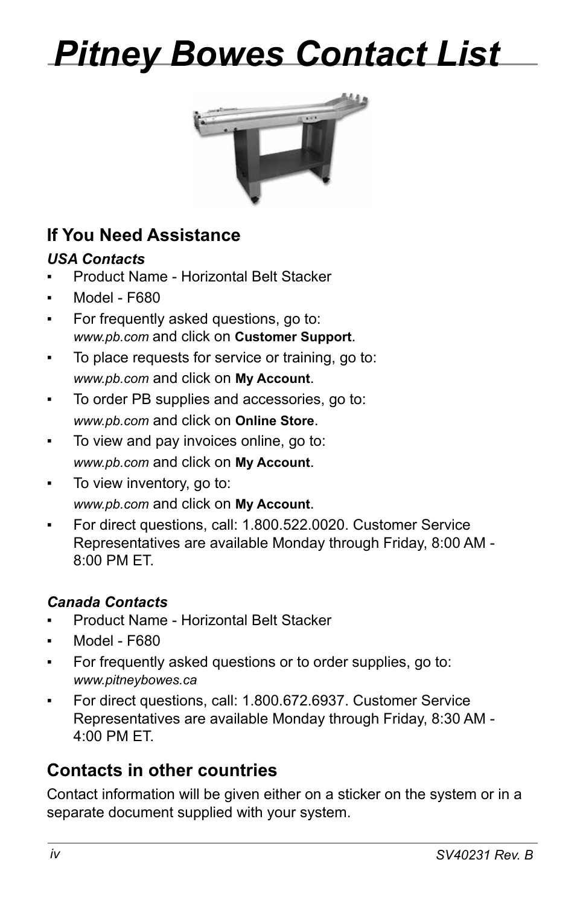# Pitney Bowes Contact List

## If You Need Assistance

### *USA Contacts*

- Product Name - Horizontal Belt Stacker
- Model - F680
- For frequently asked questions, go to: *www.pb.com* and click on **Customer Support**.
- To place requests for service or training, go to: *www.pb.com* and click on **My Account**.
- To order PB supplies and accessories, go to: *www.pb.com* and click on **Online Store**.
- To view and pay invoices online, go to: *www.pb.com* and click on **My Account**.
- To view inventory, go to: *www.pb.com* and click on **My Account**.
- For direct questions, call: 1.800.522.0020. Customer Service Representatives are available Monday through Friday, 8:00 AM - 8:00 PM ET.

### *Canada Contacts*

- Product Name - Horizontal Belt Stacker
- Model - F680
- For frequently asked questions or to order supplies, go to: *www.pitneybowes.ca*
- For direct questions, call: 1.800.672.6937. Customer Service Representatives are available Monday through Friday, 8:30 AM - 4:00 PM ET.

## Contacts in other countries

Contact information will be given either on a sticker on the system or in a separate document supplied with your system.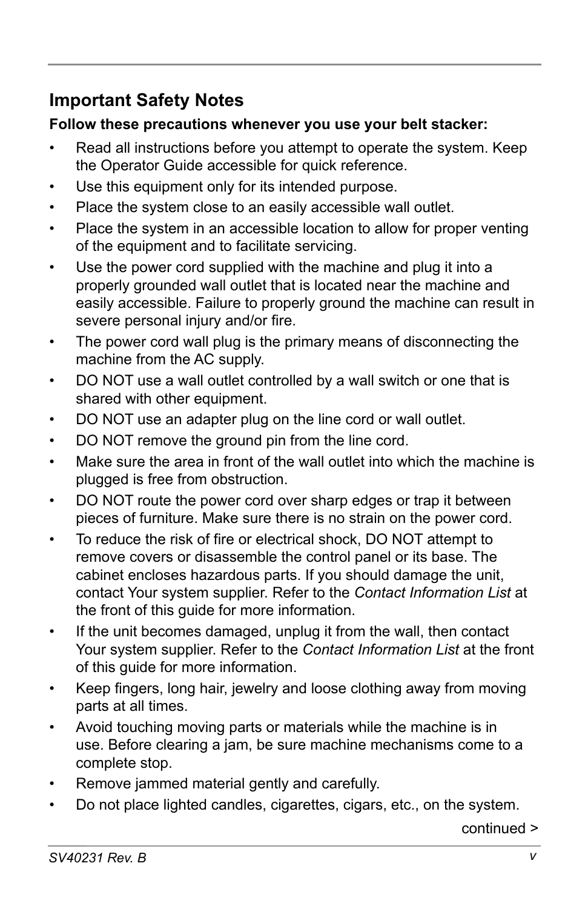## Important Safety Notes

**Follow these precautions whenever you use your belt stacker:**

- Read all instructions before you attempt to operate the system. Keep the Operator Guide accessible for quick reference.
- Use this equipment only for its intended purpose.
- Place the system close to an easily accessible wall outlet.
- Place the system in an accessible location to allow for proper venting of the equipment and to facilitate servicing.
- Use the power cord supplied with the machine and plug it into a properly grounded wall outlet that is located near the machine and easily accessible. Failure to properly ground the machine can result in severe personal injury and/or fire.
- The power cord wall plug is the primary means of disconnecting the machine from the AC supply.
- DO NOT use a wall outlet controlled by a wall switch or one that is shared with other equipment.
- DO NOT use an adapter plug on the line cord or wall outlet.
- DO NOT remove the ground pin from the line cord.
- Make sure the area in front of the wall outlet into which the machine is plugged is free from obstruction.
- DO NOT route the power cord over sharp edges or trap it between pieces of furniture. Make sure there is no strain on the power cord.
- To reduce the risk of fire or electrical shock, DO NOT attempt to remove covers or disassemble the control panel or its base. The cabinet encloses hazardous parts. If you should damage the unit, contact Your system supplier. Refer to the *Contact Information List* at the front of this guide for more information.
- If the unit becomes damaged, unplug it from the wall, then contact Your system supplier. Refer to the *Contact Information List* at the front of this guide for more information.
- Keep fingers, long hair, jewelry and loose clothing away from moving parts at all times.
- Avoid touching moving parts or materials while the machine is in use. Before clearing a jam, be sure machine mechanisms come to a complete stop.
- Remove jammed material gently and carefully.
- Do not place lighted candles, cigarettes, cigars, etc., on the system.

continued >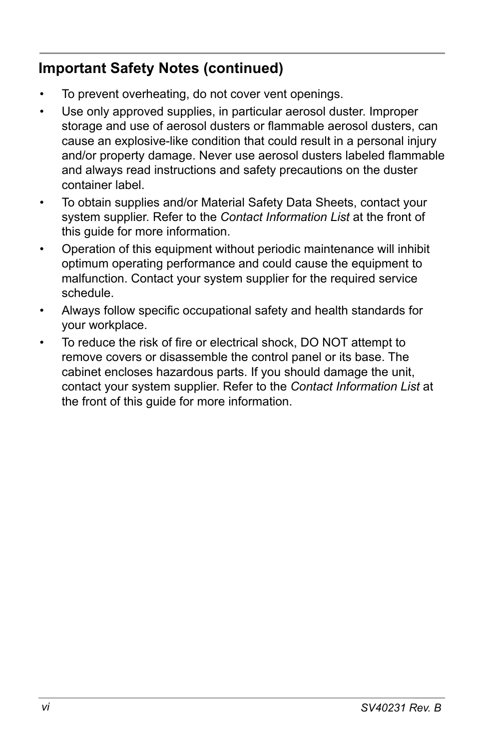## Important Safety Notes (continued)

- To prevent overheating, do not cover vent openings.
- Use only approved supplies, in particular aerosol duster. Improper storage and use of aerosol dusters or flammable aerosol dusters, can cause an explosive-like condition that could result in a personal injury and/or property damage. Never use aerosol dusters labeled flammable and always read instructions and safety precautions on the duster container label.
- To obtain supplies and/or Material Safety Data Sheets, contact your system supplier. Refer to the *Contact Information List* at the front of this guide for more information.
- Operation of this equipment without periodic maintenance will inhibit optimum operating performance and could cause the equipment to malfunction. Contact your system supplier for the required service schedule.
- Always follow specific occupational safety and health standards for your workplace.
- To reduce the risk of fire or electrical shock, DO NOT attempt to remove covers or disassemble the control panel or its base. The cabinet encloses hazardous parts. If you should damage the unit, contact your system supplier. Refer to the *Contact Information List* at the front of this guide for more information.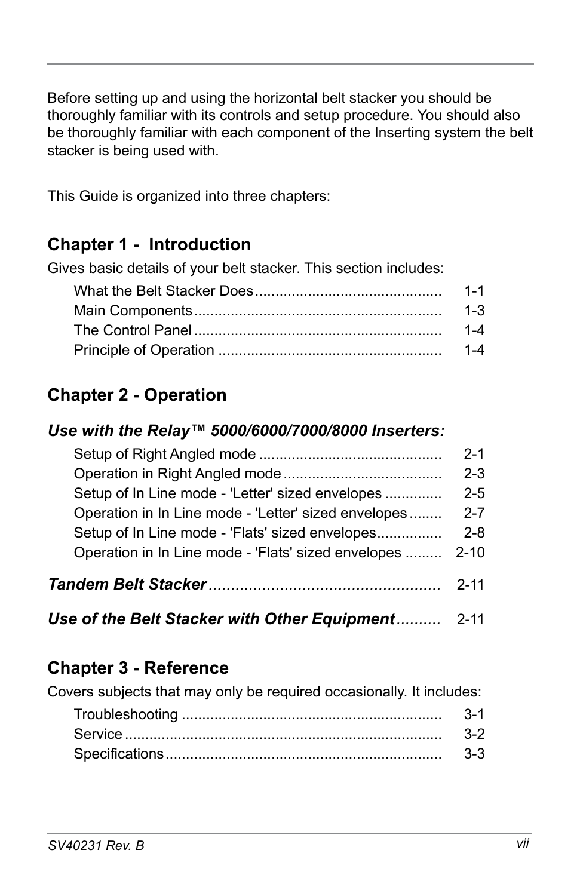Before setting up and using the horizontal belt stacker you should be thoroughly familiar with its controls and setup procedure. You should also be thoroughly familiar with each component of the Inserting system the belt stacker is being used with.

This Guide is organized into three chapters:

## Chapter 1 - Introduction

Gives basic details of your belt stacker. This section includes:

| | |
|---|---|
| What the Belt Stacker Does | 1-1 |
| Main Components | 1-3 |
| The Control Panel | 1-4 |
| Principle of Operation | 1-4 |

## Chapter 2 - Operation

### *Use with the Relay™ 5000/6000/7000/8000 Inserters:*

| | |
|---|---|
| Setup of Right Angled mode | 2-1 |
| Operation in Right Angled mode | 2-3 |
| Setup of In Line mode - 'Letter' sized envelopes | 2-5 |
| Operation in In Line mode - 'Letter' sized envelopes | 2-7 |
| Setup of In Line mode - 'Flats' sized envelopes | 2-8 |
| Operation in In Line mode - 'Flats' sized envelopes | 2-10 |

***Tandem Belt Stacker*** .......... 2-11

***Use of the Belt Stacker with Other Equipment*** .......... 2-11

## Chapter 3 - Reference

Covers subjects that may only be required occasionally. It includes:

| | |
|---|---|
| Troubleshooting | 3-1 |
| Service | 3-2 |
| Specifications | 3-3 |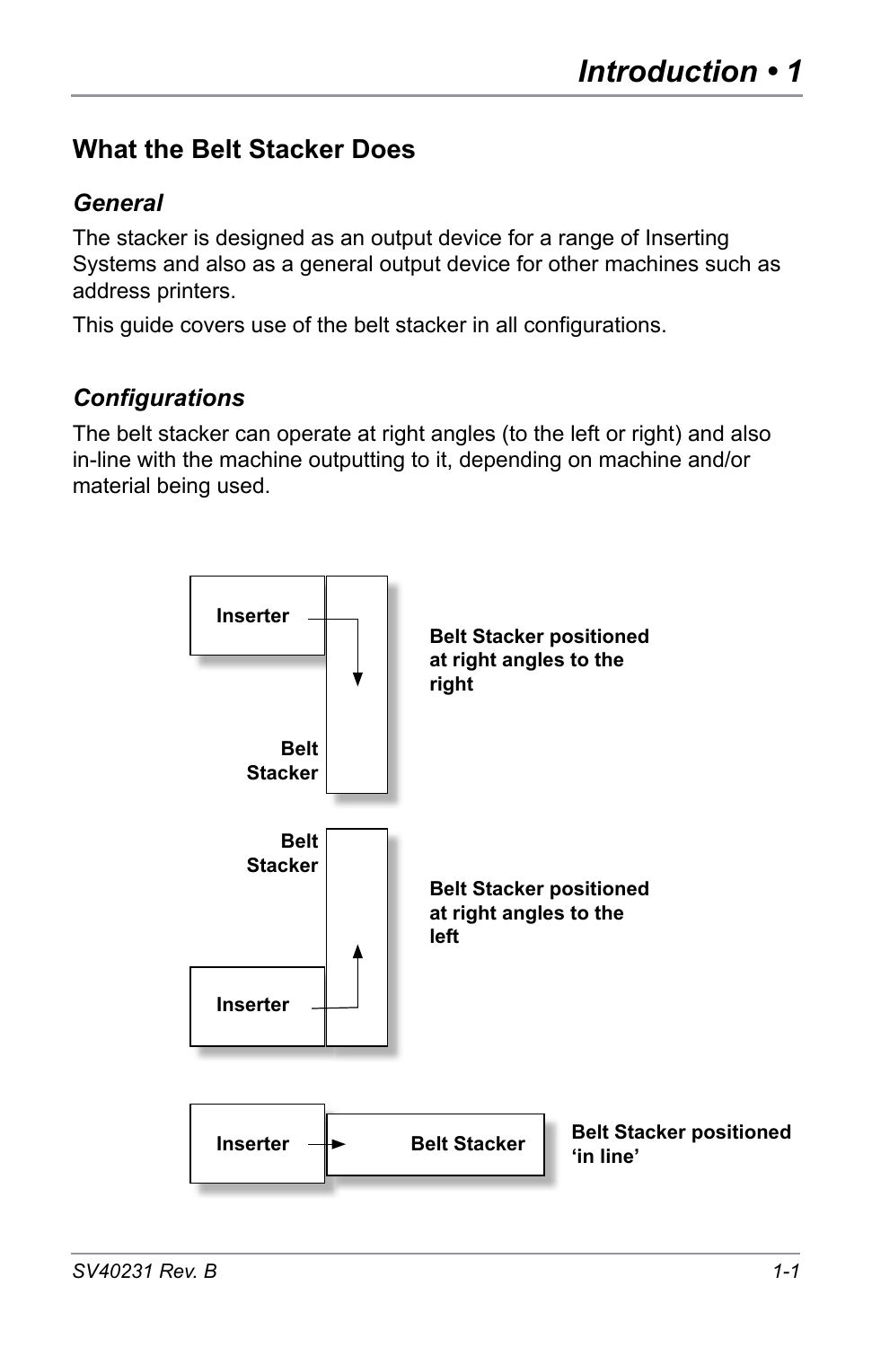## What the Belt Stacker Does

### *General*

The stacker is designed as an output device for a range of Inserting Systems and also as a general output device for other machines such as address printers.

This guide covers use of the belt stacker in all configurations.

### *Configurations*

The belt stacker can operate at right angles (to the left or right) and also in-line with the machine outputting to it, depending on machine and/or material being used.

Inserter

Belt Stacker

**Belt Stacker positioned at right angles to the right**

Belt Stacker

Inserter

**Belt Stacker positioned at right angles to the left**

Inserter → Belt Stacker

**Belt Stacker positioned 'in line'**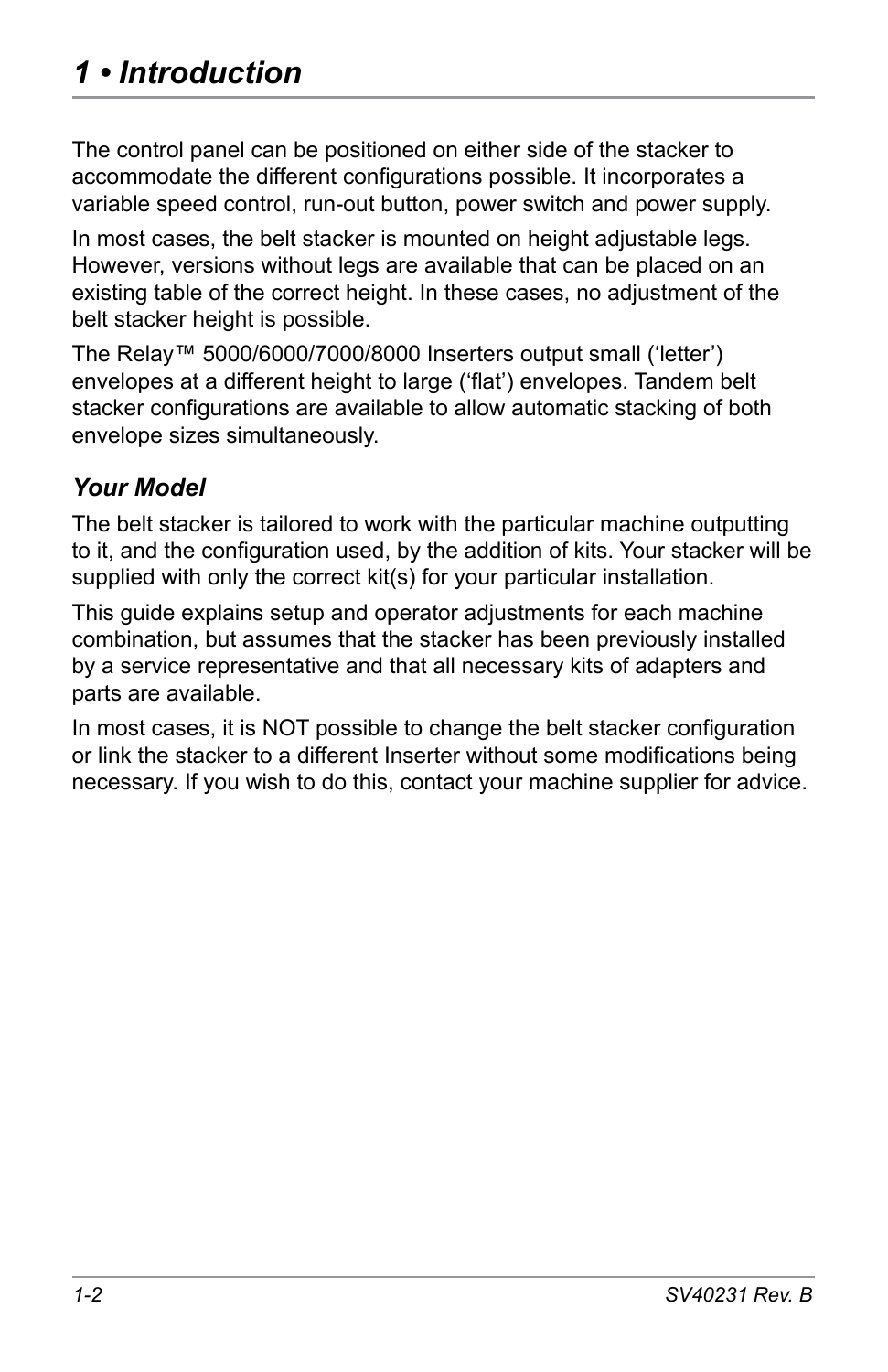The control panel can be positioned on either side of the stacker to accommodate the different configurations possible. It incorporates a variable speed control, run-out button, power switch and power supply.

In most cases, the belt stacker is mounted on height adjustable legs. However, versions without legs are available that can be placed on an existing table of the correct height. In these cases, no adjustment of the belt stacker height is possible.

The Relay™ 5000/6000/7000/8000 Inserters output small ('letter') envelopes at a different height to large ('flat') envelopes. Tandem belt stacker configurations are available to allow automatic stacking of both envelope sizes simultaneously.

### *Your Model*

The belt stacker is tailored to work with the particular machine outputting to it, and the configuration used, by the addition of kits. Your stacker will be supplied with only the correct kit(s) for your particular installation.

This guide explains setup and operator adjustments for each machine combination, but assumes that the stacker has been previously installed by a service representative and that all necessary kits of adapters and parts are available.

In most cases, it is NOT possible to change the belt stacker configuration or link the stacker to a different Inserter without some modifications being necessary. If you wish to do this, contact your machine supplier for advice.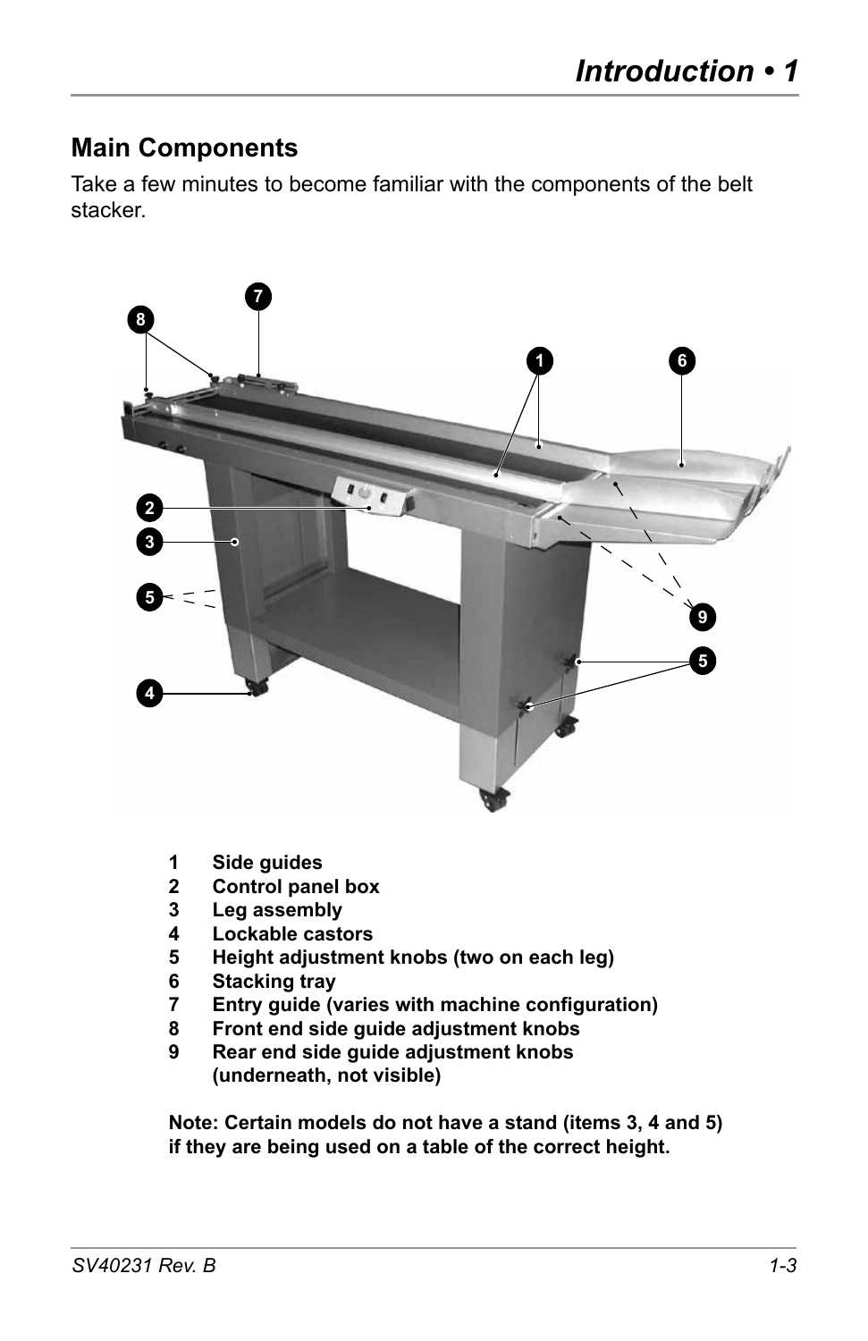## Main Components

Take a few minutes to become familiar with the components of the belt stacker.

1. **Side guides**
2. **Control panel box**
3. **Leg assembly**
4. **Lockable castors**
5. **Height adjustment knobs (two on each leg)**
6. **Stacking tray**
7. **Entry guide (varies with machine configuration)**
8. **Front end side guide adjustment knobs**
9. **Rear end side guide adjustment knobs (underneath, not visible)**

**Note: Certain models do not have a stand (items 3, 4 and 5) if they are being used on a table of the correct height.**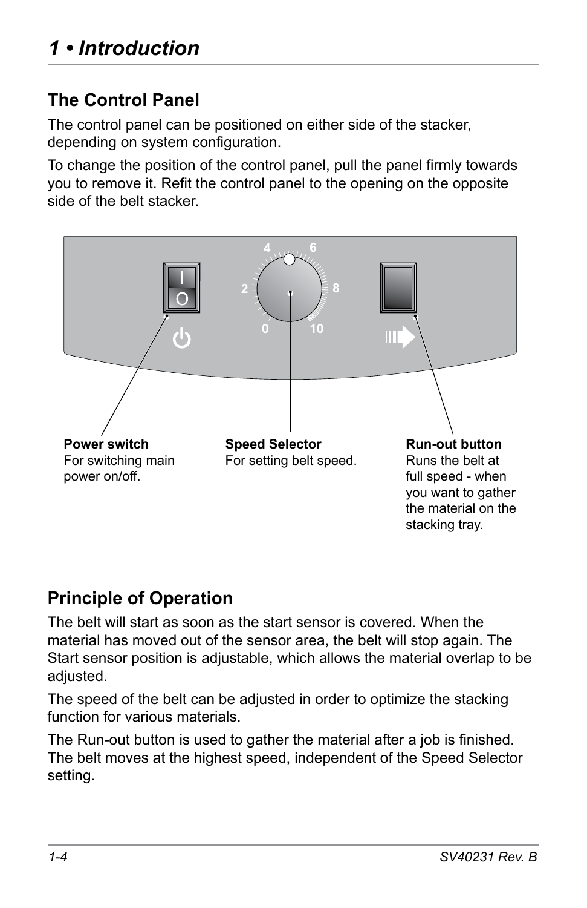# 1 • Introduction

## The Control Panel

The control panel can be positioned on either side of the stacker, depending on system configuration.

To change the position of the control panel, pull the panel firmly towards you to remove it. Refit the control panel to the opening on the opposite side of the belt stacker.

**Power switch**
For switching main power on/off.

**Speed Selector**
For setting belt speed.

**Run-out button**
Runs the belt at full speed - when you want to gather the material on the stacking tray.

## Principle of Operation

The belt will start as soon as the start sensor is covered. When the material has moved out of the sensor area, the belt will stop again. The Start sensor position is adjustable, which allows the material overlap to be adjusted.

The speed of the belt can be adjusted in order to optimize the stacking function for various materials.

The Run-out button is used to gather the material after a job is finished. The belt moves at the highest speed, independent of the Speed Selector setting.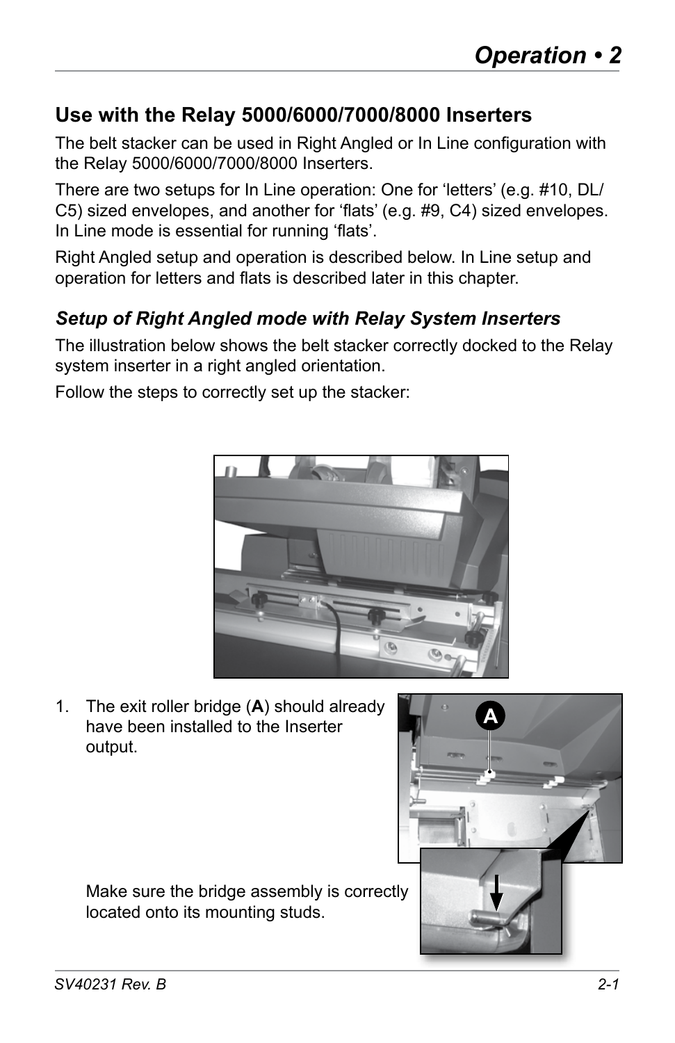## Use with the Relay 5000/6000/7000/8000 Inserters

The belt stacker can be used in Right Angled or In Line configuration with the Relay 5000/6000/7000/8000 Inserters.

There are two setups for In Line operation: One for 'letters' (e.g. #10, DL/C5) sized envelopes, and another for 'flats' (e.g. #9, C4) sized envelopes. In Line mode is essential for running 'flats'.

Right Angled setup and operation is described below. In Line setup and operation for letters and flats is described later in this chapter.

### *Setup of Right Angled mode with Relay System Inserters*

The illustration below shows the belt stacker correctly docked to the Relay system inserter in a right angled orientation.

Follow the steps to correctly set up the stacker:

1. The exit roller bridge (**A**) should already have been installed to the Inserter output.

   Make sure the bridge assembly is correctly located onto its mounting studs.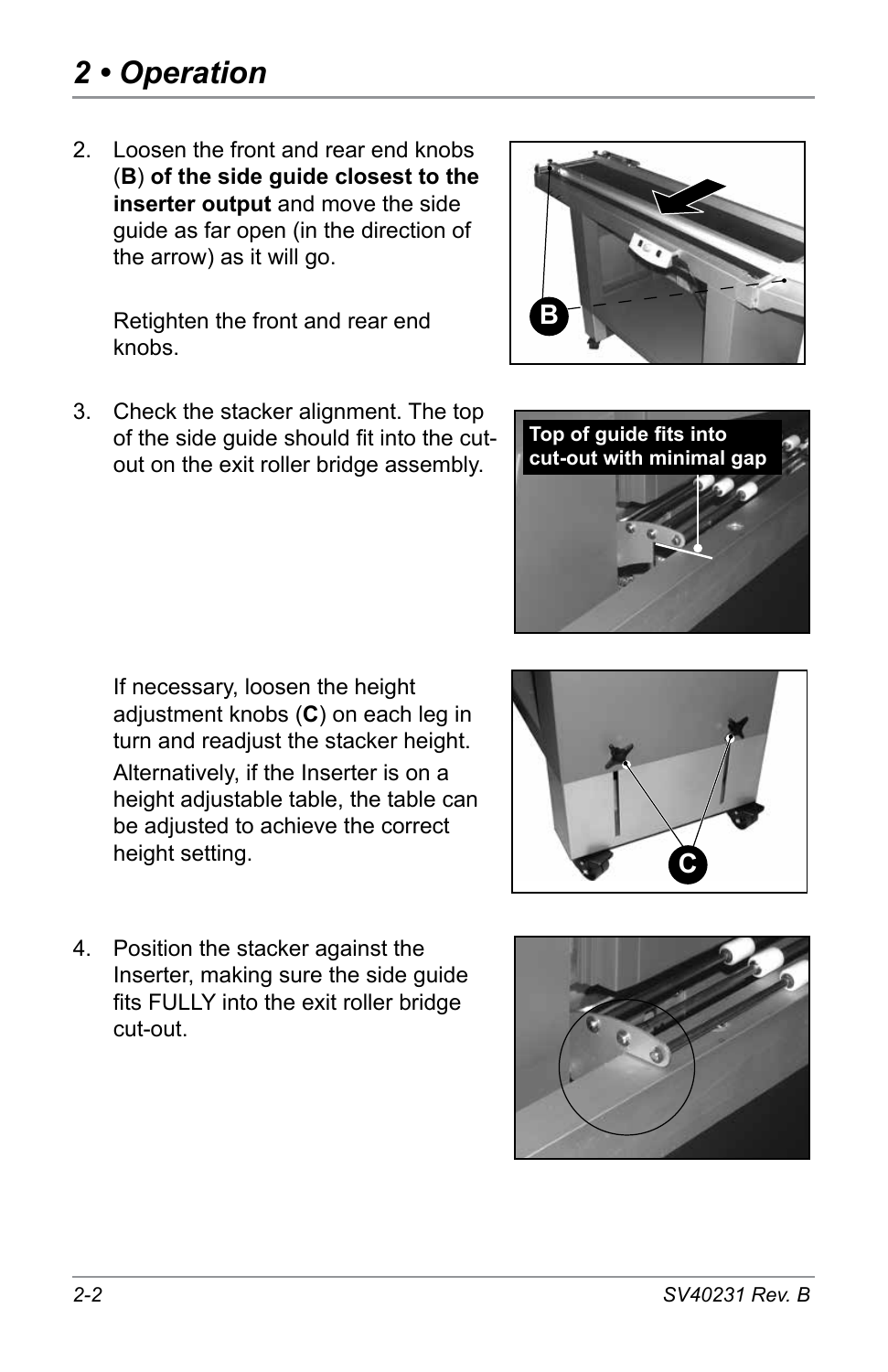## 2 • Operation

2. Loosen the front and rear end knobs (**B**) **of the side guide closest to the inserter output** and move the side guide as far open (in the direction of the arrow) as it will go.

   Retighten the front and rear end knobs.

3. Check the stacker alignment. The top of the side guide should fit into the cut-out on the exit roller bridge assembly.

   Top of guide fits into cut-out with minimal gap

   If necessary, loosen the height adjustment knobs (**C**) on each leg in turn and readjust the stacker height.

   Alternatively, if the Inserter is on a height adjustable table, the table can be adjusted to achieve the correct height setting.

4. Position the stacker against the Inserter, making sure the side guide fits FULLY into the exit roller bridge cut-out.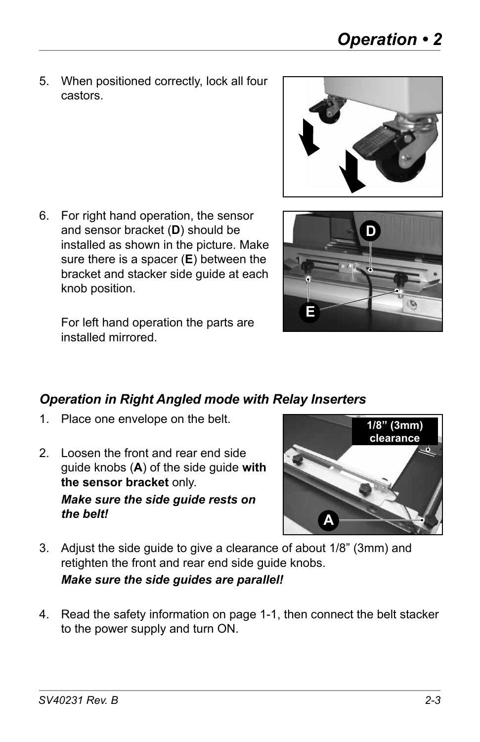5. When positioned correctly, lock all four castors.

6. For right hand operation, the sensor and sensor bracket (**D**) should be installed as shown in the picture. Make sure there is a spacer (**E**) between the bracket and stacker side guide at each knob position.

   For left hand operation the parts are installed mirrored.

### *Operation in Right Angled mode with Relay Inserters*

1. Place one envelope on the belt.

2. Loosen the front and rear end side guide knobs (**A**) of the side guide **with the sensor bracket** only.

   ***Make sure the side guide rests on the belt!***

3. Adjust the side guide to give a clearance of about 1/8” (3mm) and retighten the front and rear end side guide knobs.

   ***Make sure the side guides are parallel!***

4. Read the safety information on page 1-1, then connect the belt stacker to the power supply and turn ON.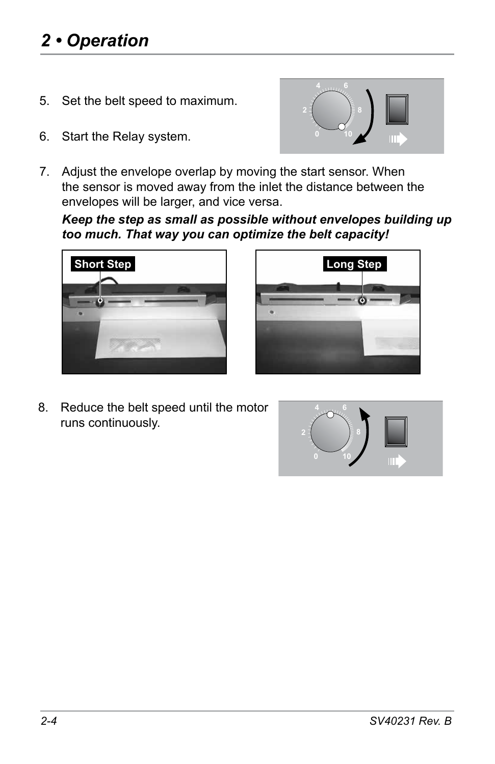5. Set the belt speed to maximum.

6. Start the Relay system.

7. Adjust the envelope overlap by moving the start sensor. When the sensor is moved away from the inlet the distance between the envelopes will be larger, and vice versa.

   ***Keep the step as small as possible without envelopes building up too much. That way you can optimize the belt capacity!***

8. Reduce the belt speed until the motor runs continuously.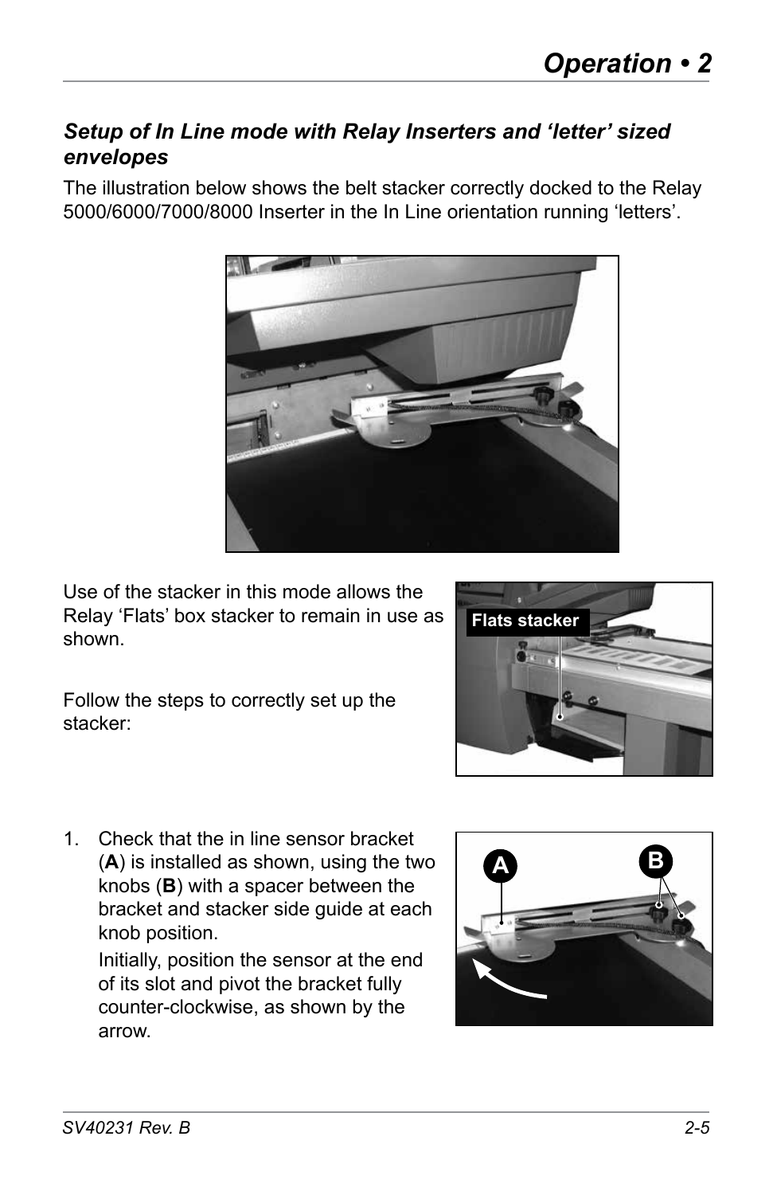### *Setup of In Line mode with Relay Inserters and 'letter' sized envelopes*

The illustration below shows the belt stacker correctly docked to the Relay 5000/6000/7000/8000 Inserter in the In Line orientation running 'letters'.

Use of the stacker in this mode allows the Relay 'Flats' box stacker to remain in use as shown.

Follow the steps to correctly set up the stacker:

1. Check that the in line sensor bracket (**A**) is installed as shown, using the two knobs (**B**) with a spacer between the bracket and stacker side guide at each knob position.

   Initially, position the sensor at the end of its slot and pivot the bracket fully counter-clockwise, as shown by the arrow.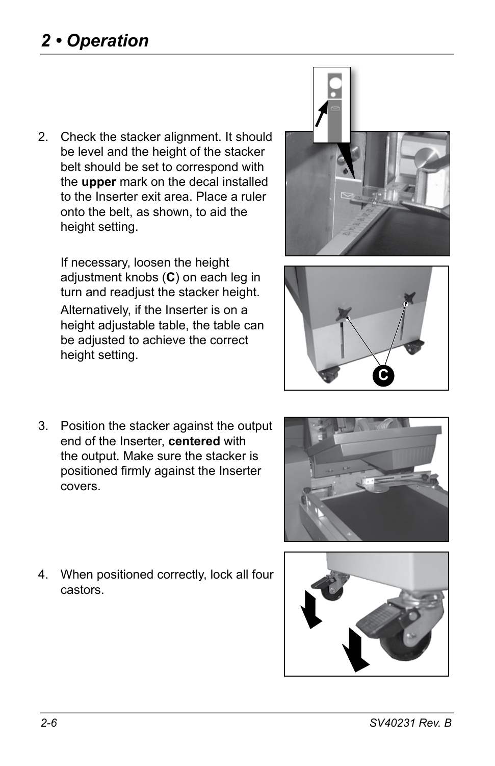2. Check the stacker alignment. It should be level and the height of the stacker belt should be set to correspond with the **upper** mark on the decal installed to the Inserter exit area. Place a ruler onto the belt, as shown, to aid the height setting.

   If necessary, loosen the height adjustment knobs (**C**) on each leg in turn and readjust the stacker height.

   Alternatively, if the Inserter is on a height adjustable table, the table can be adjusted to achieve the correct height setting.

3. Position the stacker against the output end of the Inserter, **centered** with the output. Make sure the stacker is positioned firmly against the Inserter covers.

4. When positioned correctly, lock all four castors.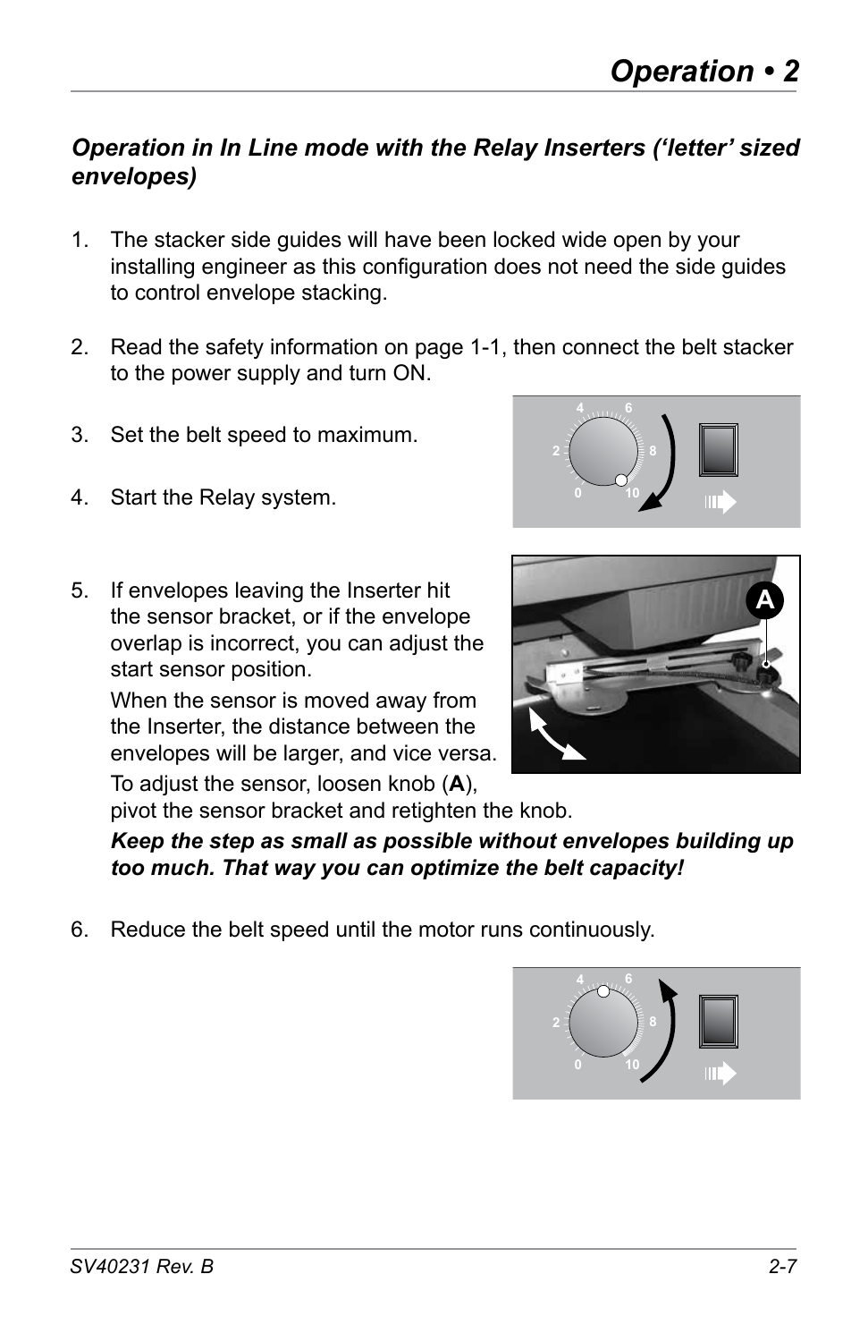### *Operation in In Line mode with the Relay Inserters ('letter' sized envelopes)*

1. The stacker side guides will have been locked wide open by your installing engineer as this configuration does not need the side guides to control envelope stacking.

2. Read the safety information on page 1-1, then connect the belt stacker to the power supply and turn ON.

3. Set the belt speed to maximum.

4. Start the Relay system.

5. If envelopes leaving the Inserter hit the sensor bracket, or if the envelope overlap is incorrect, you can adjust the start sensor position.

   When the sensor is moved away from the Inserter, the distance between the envelopes will be larger, and vice versa.

   To adjust the sensor, loosen knob (**A**), pivot the sensor bracket and retighten the knob.

   ***Keep the step as small as possible without envelopes building up too much. That way you can optimize the belt capacity!***

6. Reduce the belt speed until the motor runs continuously.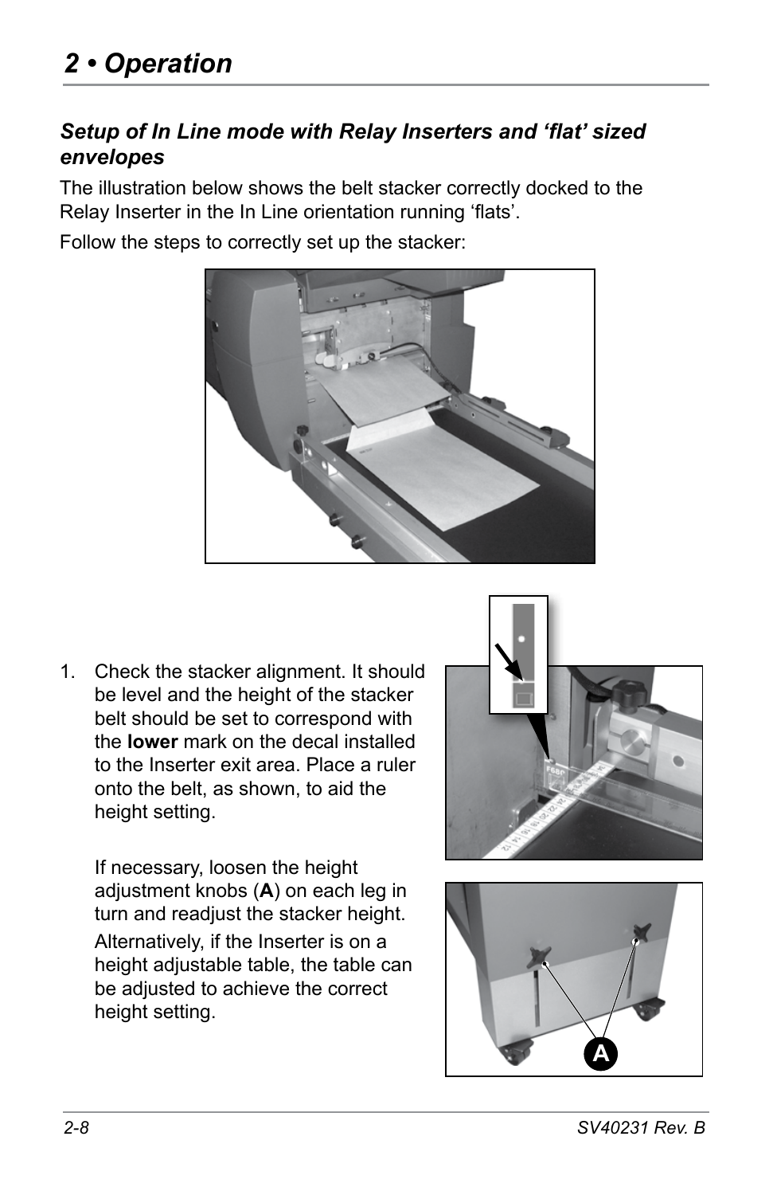## 2 • Operation

### *Setup of In Line mode with Relay Inserters and ‘flat’ sized envelopes*

The illustration below shows the belt stacker correctly docked to the Relay Inserter in the In Line orientation running ‘flats’.

Follow the steps to correctly set up the stacker:

1. Check the stacker alignment. It should be level and the height of the stacker belt should be set to correspond with the **lower** mark on the decal installed to the Inserter exit area. Place a ruler onto the belt, as shown, to aid the height setting.

   If necessary, loosen the height adjustment knobs (**A**) on each leg in turn and readjust the stacker height.

   Alternatively, if the Inserter is on a height adjustable table, the table can be adjusted to achieve the correct height setting.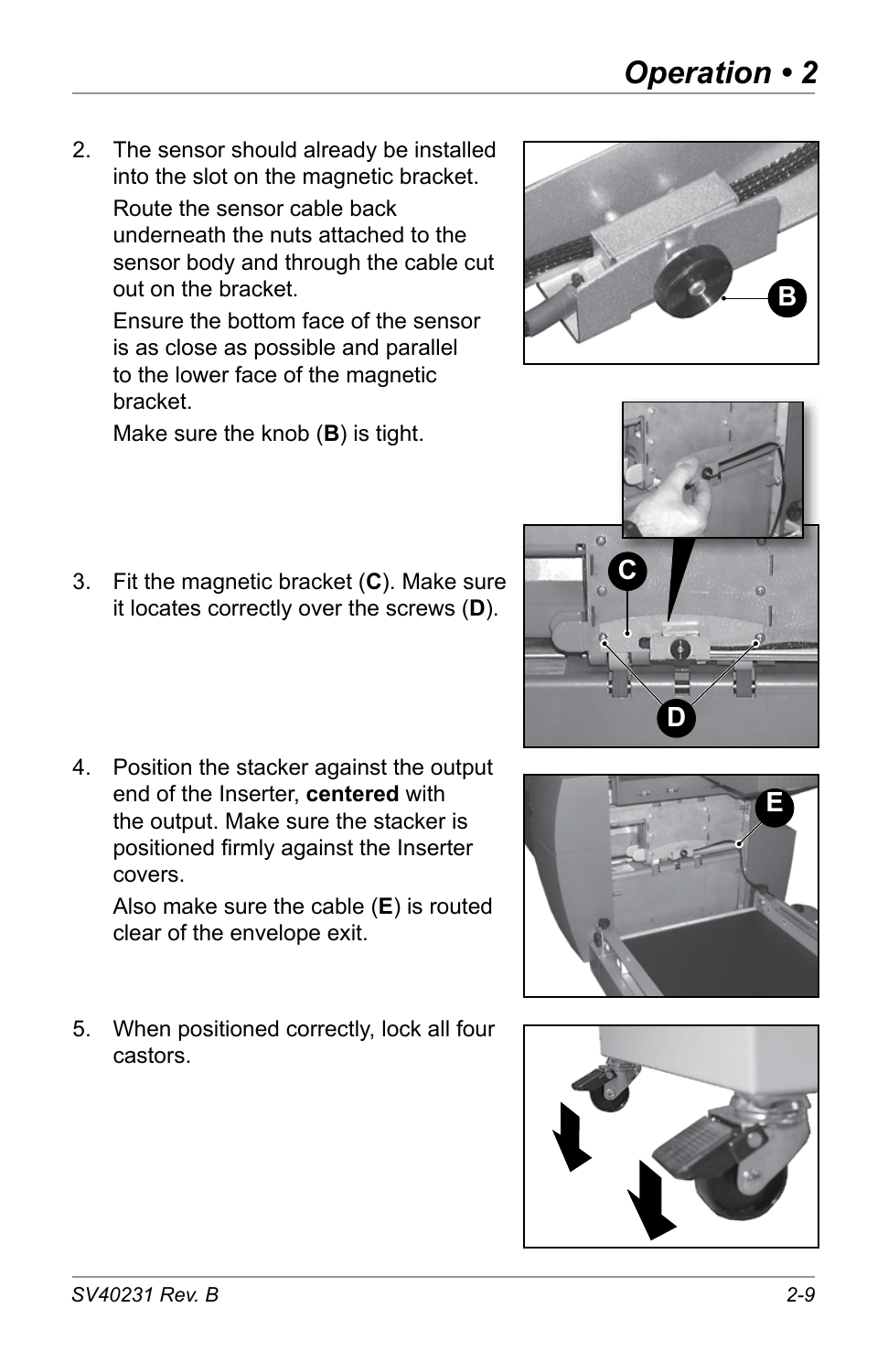2. The sensor should already be installed into the slot on the magnetic bracket.

   Route the sensor cable back underneath the nuts attached to the sensor body and through the cable cut out on the bracket.

   Ensure the bottom face of the sensor is as close as possible and parallel to the lower face of the magnetic bracket.

   Make sure the knob (**B**) is tight.

3. Fit the magnetic bracket (**C**). Make sure it locates correctly over the screws (**D**).

4. Position the stacker against the output end of the Inserter, **centered** with the output. Make sure the stacker is positioned firmly against the Inserter covers.

   Also make sure the cable (**E**) is routed clear of the envelope exit.

5. When positioned correctly, lock all four castors.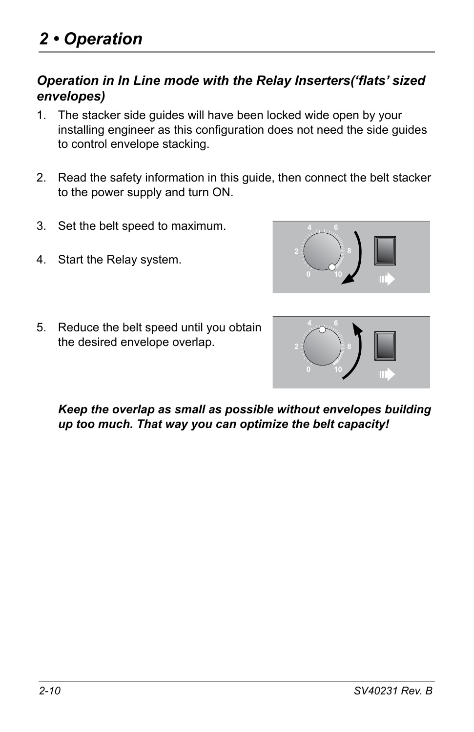### *Operation in In Line mode with the Relay Inserters('flats' sized envelopes)*

1. The stacker side guides will have been locked wide open by your installing engineer as this configuration does not need the side guides to control envelope stacking.

2. Read the safety information in this guide, then connect the belt stacker to the power supply and turn ON.

3. Set the belt speed to maximum.

4. Start the Relay system.

5. Reduce the belt speed until you obtain the desired envelope overlap.

   ***Keep the overlap as small as possible without envelopes building up too much. That way you can optimize the belt capacity!***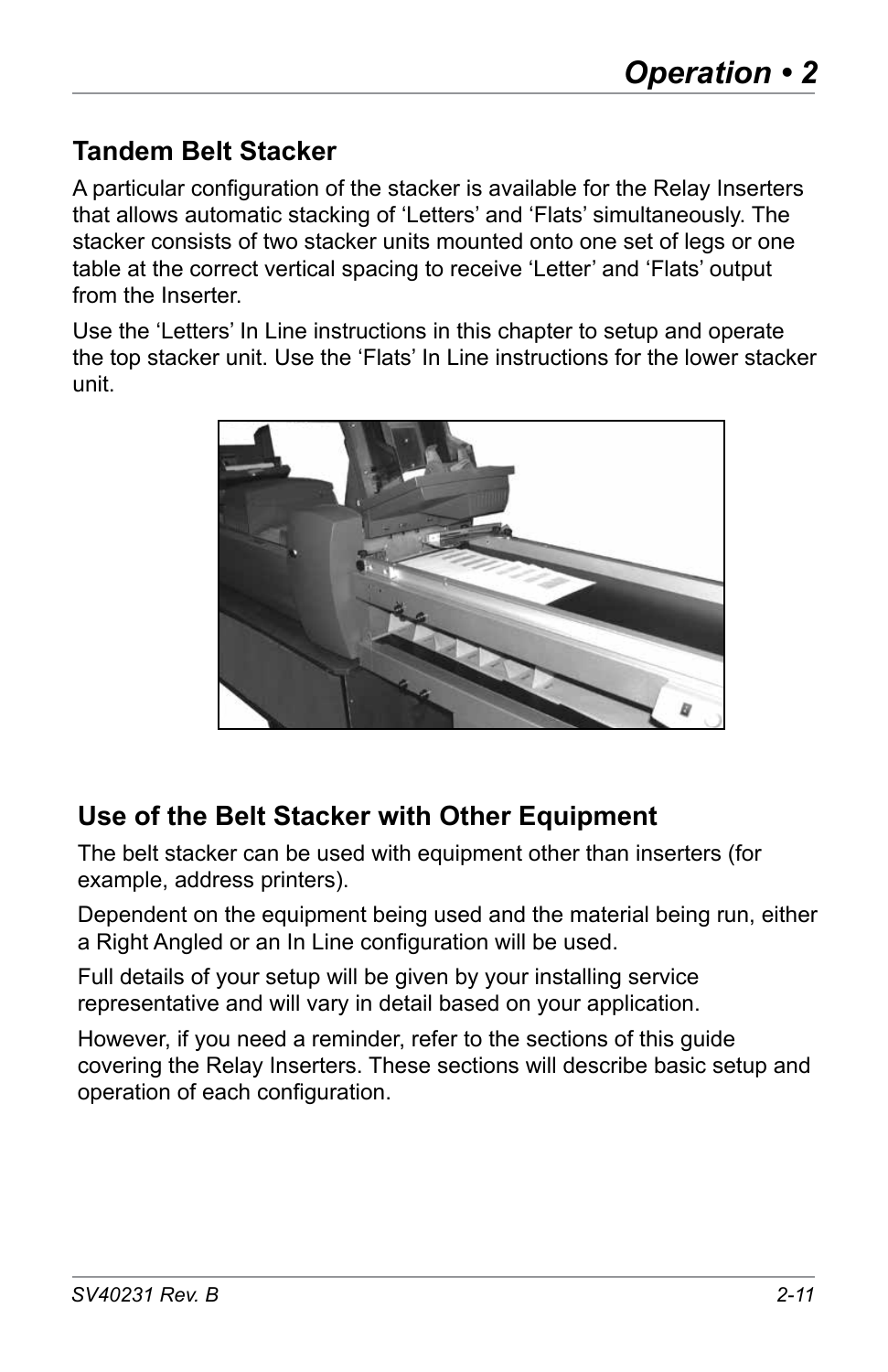## Tandem Belt Stacker

A particular configuration of the stacker is available for the Relay Inserters that allows automatic stacking of 'Letters' and 'Flats' simultaneously. The stacker consists of two stacker units mounted onto one set of legs or one table at the correct vertical spacing to receive 'Letter' and 'Flats' output from the Inserter.

Use the 'Letters' In Line instructions in this chapter to setup and operate the top stacker unit. Use the 'Flats' In Line instructions for the lower stacker unit.

## Use of the Belt Stacker with Other Equipment

The belt stacker can be used with equipment other than inserters (for example, address printers).

Dependent on the equipment being used and the material being run, either a Right Angled or an In Line configuration will be used.

Full details of your setup will be given by your installing service representative and will vary in detail based on your application.

However, if you need a reminder, refer to the sections of this guide covering the Relay Inserters. These sections will describe basic setup and operation of each configuration.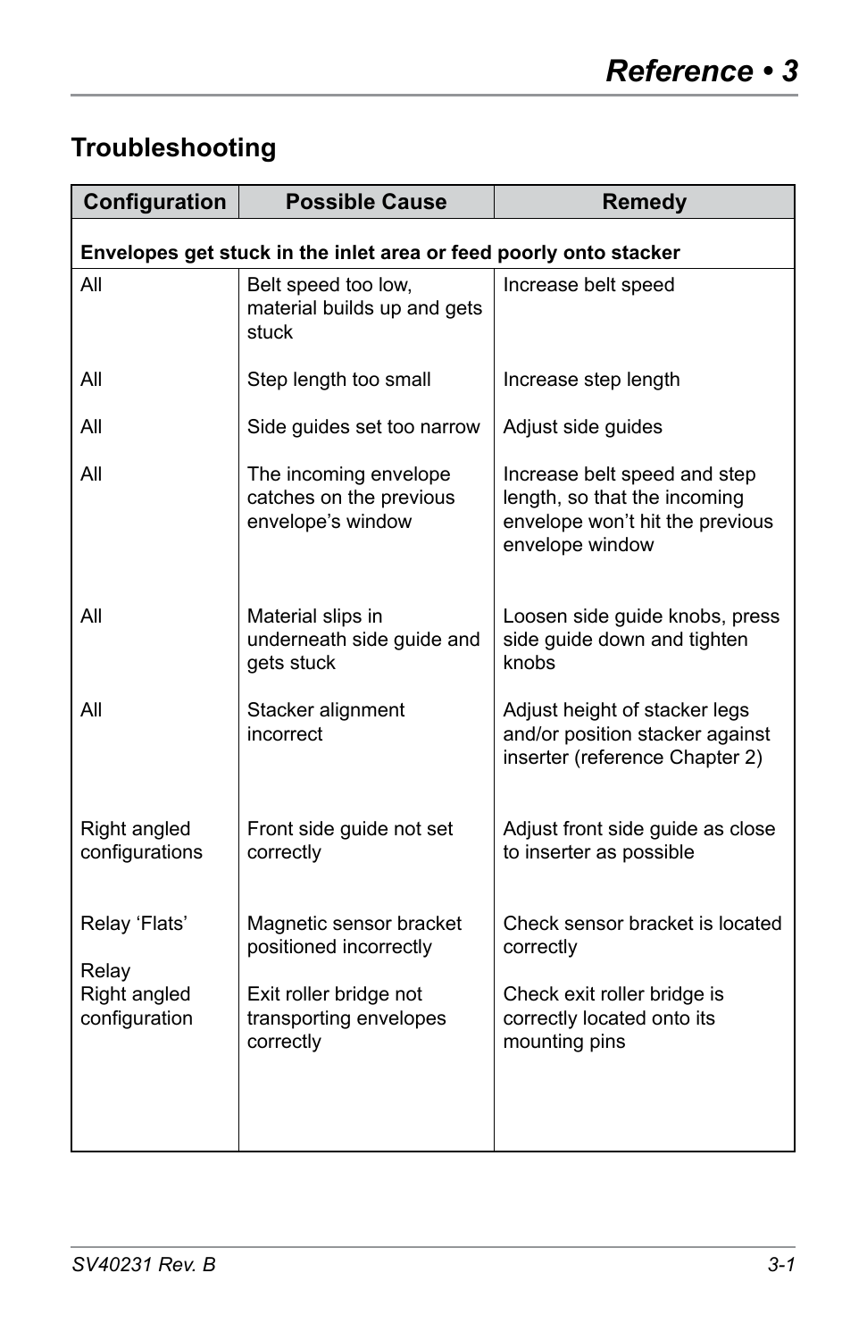## Troubleshooting

| Configuration | Possible Cause | Remedy |
|---|---|---|
| **Envelopes get stuck in the inlet area or feed poorly onto stacker** | | |
| All | Belt speed too low, material builds up and gets stuck | Increase belt speed |
| All | Step length too small | Increase step length |
| All | Side guides set too narrow | Adjust side guides |
| All | The incoming envelope catches on the previous envelope's window | Increase belt speed and step length, so that the incoming envelope won't hit the previous envelope window |
| All | Material slips in underneath side guide and gets stuck | Loosen side guide knobs, press side guide down and tighten knobs |
| All | Stacker alignment incorrect | Adjust height of stacker legs and/or position stacker against inserter (reference Chapter 2) |
| Right angled configurations | Front side guide not set correctly | Adjust front side guide as close to inserter as possible |
| Relay 'Flats' | Magnetic sensor bracket positioned incorrectly | Check sensor bracket is located correctly |
| Relay Right angled configuration | Exit roller bridge not transporting envelopes correctly | Check exit roller bridge is correctly located onto its mounting pins |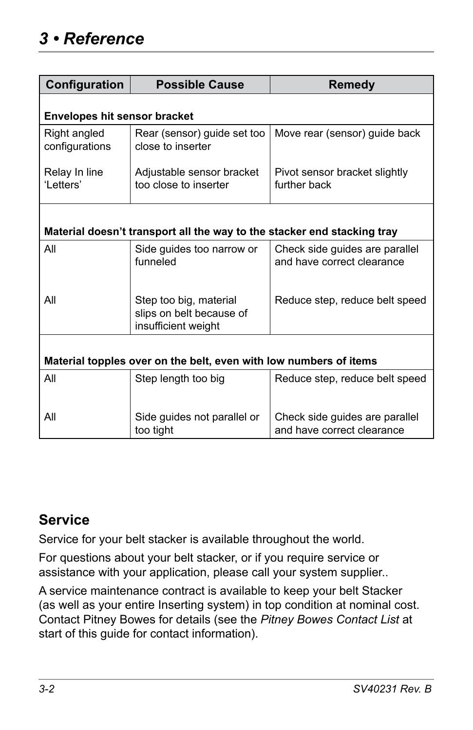# 3 • Reference

| Configuration | Possible Cause | Remedy |
|---|---|---|
| **Envelopes hit sensor bracket** | | |
| Right angled configurations | Rear (sensor) guide set too close to inserter | Move rear (sensor) guide back |
| Relay In line 'Letters' | Adjustable sensor bracket too close to inserter | Pivot sensor bracket slightly further back |
| **Material doesn't transport all the way to the stacker end stacking tray** | | |
| All | Side guides too narrow or funneled | Check side guides are parallel and have correct clearance |
| All | Step too big, material slips on belt because of insufficient weight | Reduce step, reduce belt speed |
| **Material topples over on the belt, even with low numbers of items** | | |
| All | Step length too big | Reduce step, reduce belt speed |
| All | Side guides not parallel or too tight | Check side guides are parallel and have correct clearance |

## Service

Service for your belt stacker is available throughout the world.

For questions about your belt stacker, or if you require service or assistance with your application, please call your system supplier..

A service maintenance contract is available to keep your belt Stacker (as well as your entire Inserting system) in top condition at nominal cost. Contact Pitney Bowes for details (see the *Pitney Bowes Contact List* at start of this guide for contact information).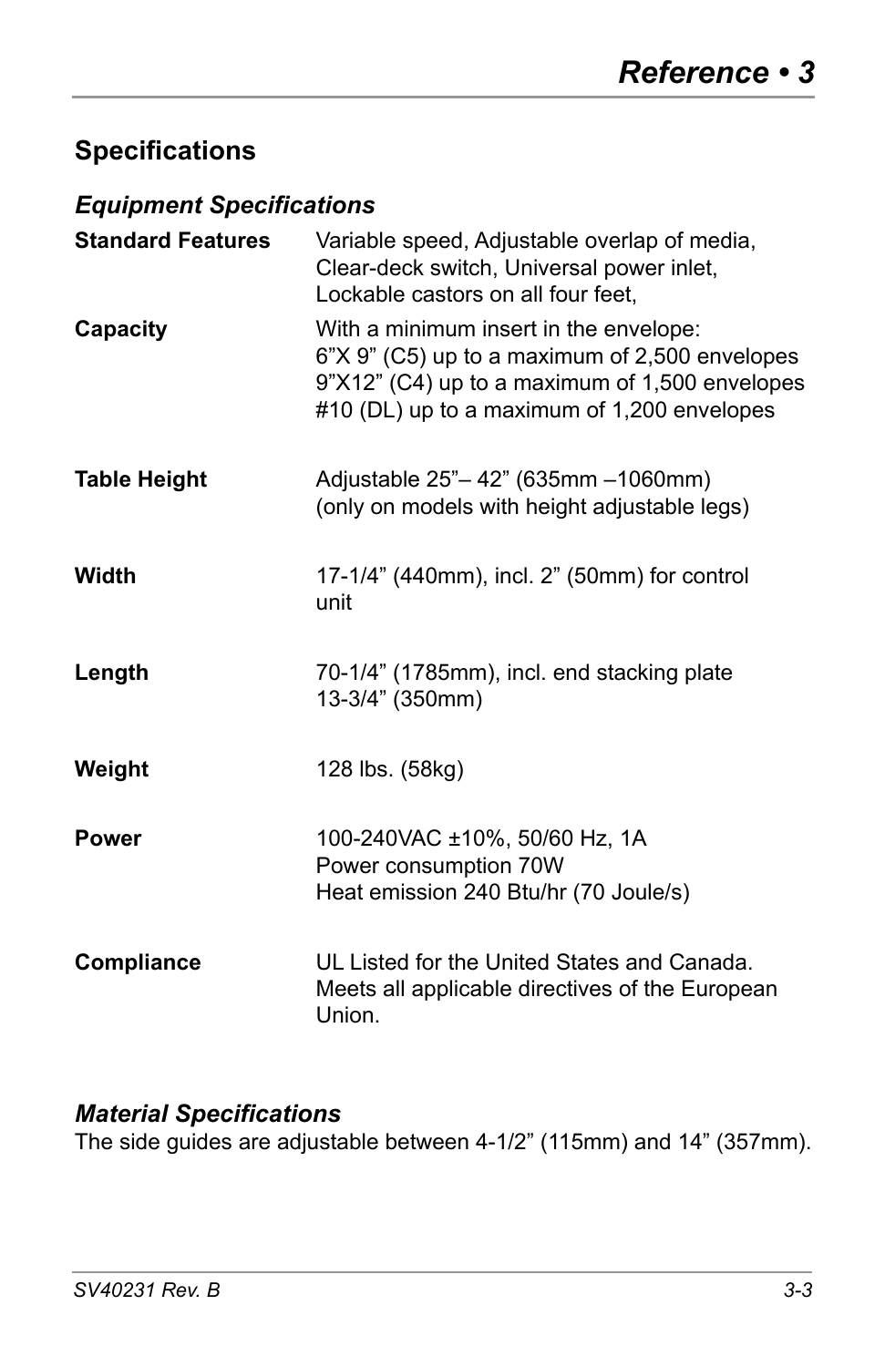## Specifications

### *Equipment Specifications*

| | |
|---|---|
| **Standard Features** | Variable speed, Adjustable overlap of media, Clear-deck switch, Universal power inlet, Lockable castors on all four feet, |
| **Capacity** | With a minimum insert in the envelope:<br>6”X 9” (C5) up to a maximum of 2,500 envelopes<br>9”X12” (C4) up to a maximum of 1,500 envelopes<br>#10 (DL) up to a maximum of 1,200 envelopes |
| **Table Height** | Adjustable 25”– 42” (635mm –1060mm)<br>(only on models with height adjustable legs) |
| **Width** | 17-1/4” (440mm), incl. 2” (50mm) for control unit |
| **Length** | 70-1/4” (1785mm), incl. end stacking plate<br>13-3/4” (350mm) |
| **Weight** | 128 lbs. (58kg) |
| **Power** | 100-240VAC ±10%, 50/60 Hz, 1A<br>Power consumption 70W<br>Heat emission 240 Btu/hr (70 Joule/s) |
| **Compliance** | UL Listed for the United States and Canada.<br>Meets all applicable directives of the European Union. |

### *Material Specifications*

The side guides are adjustable between 4-1/2” (115mm) and 14” (357mm).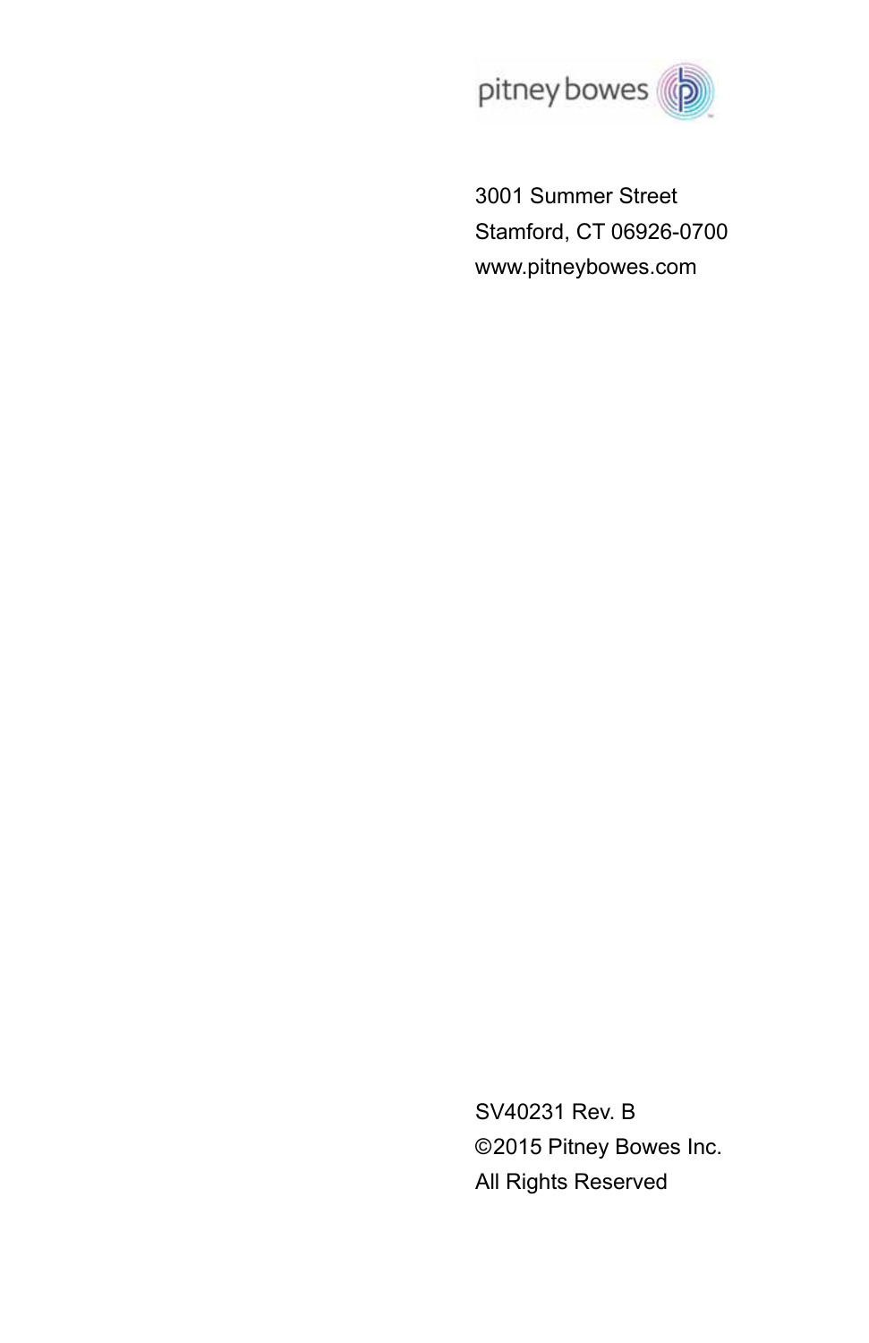pitney bowes

3001 Summer Street
Stamford, CT 06926-0700
www.pitneybowes.com

SV40231 Rev. B
©2015 Pitney Bowes Inc.
All Rights Reserved